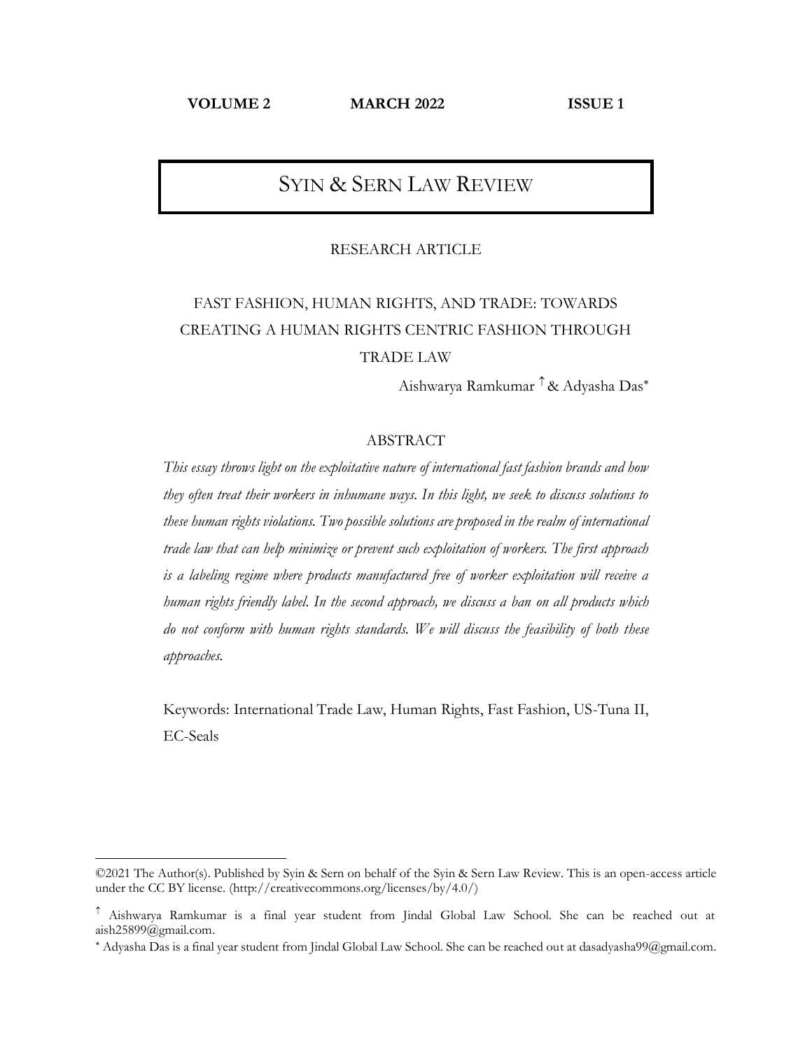# SYIN & SERN LAW REVIEW

RESEARCH ARTICLE

## FAST FASHION, HUMAN RIGHTS, AND TRADE: TOWARDS CREATING A HUMAN RIGHTS CENTRIC FASHION THROUGH TRADE LAW

Aishwarya Ramkumar [↑] & Adyasha Das [*]

### ABSTRACT

*This essay throws light on the exploitative nature of international fast fashion brands and how they often treat their workers in inhumane ways. In this light, we seek to discuss solutions to these human rights violations. Two possible solutions are proposed in the realm of international trade law that can help minimize or prevent such exploitation of workers. The first approach is a labeling regime where products manufactured free of worker exploitation will receive a human rights friendly label. In the second approach, we discuss a ban on all products which do not conform with human rights standards. We will discuss the feasibility of both these approaches.*

Keywords: International Trade Law, Human Rights, Fast Fashion, US-Tuna II, EC-Seals

---

©2021 The Author(s). Published by Syin & Sern on behalf of the Syin & Sern Law Review. This is an open-access article under the CC BY license. (http://creativecommons.org/licenses/by/4.0/)

[↑] Aishwarya Ramkumar is a final year student from Jindal Global Law School. She can be reached out at aish25899@gmail.com.

[*] Adyasha Das is a final year student from Jindal Global Law School. She can be reached out at dasadyasha99@gmail.com.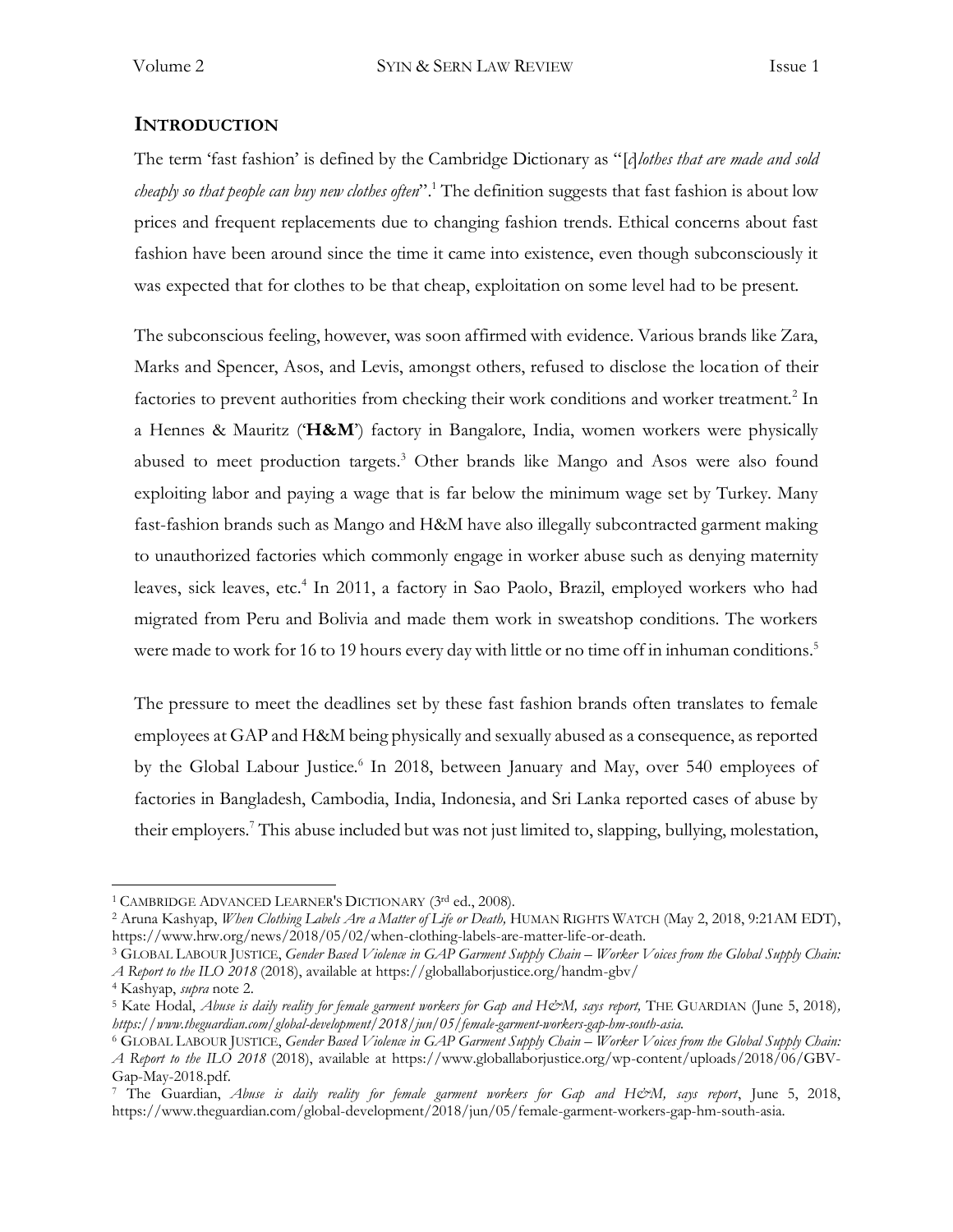## INTRODUCTION

The term 'fast fashion' is defined by the Cambridge Dictionary as "[*c*]*lothes that are made and sold cheaply so that people can buy new clothes often*".[1] The definition suggests that fast fashion is about low prices and frequent replacements due to changing fashion trends. Ethical concerns about fast fashion have been around since the time it came into existence, even though subconsciously it was expected that for clothes to be that cheap, exploitation on some level had to be present.

The subconscious feeling, however, was soon affirmed with evidence. Various brands like Zara, Marks and Spencer, Asos, and Levis, amongst others, refused to disclose the location of their factories to prevent authorities from checking their work conditions and worker treatment.[2] In a Hennes & Mauritz ('**H&M**') factory in Bangalore, India, women workers were physically abused to meet production targets.[3] Other brands like Mango and Asos were also found exploiting labor and paying a wage that is far below the minimum wage set by Turkey. Many fast-fashion brands such as Mango and H&M have also illegally subcontracted garment making to unauthorized factories which commonly engage in worker abuse such as denying maternity leaves, sick leaves, etc.[4] In 2011, a factory in Sao Paolo, Brazil, employed workers who had migrated from Peru and Bolivia and made them work in sweatshop conditions. The workers were made to work for 16 to 19 hours every day with little or no time off in inhuman conditions.[5]

The pressure to meet the deadlines set by these fast fashion brands often translates to female employees at GAP and H&M being physically and sexually abused as a consequence, as reported by the Global Labour Justice.[6] In 2018, between January and May, over 540 employees of factories in Bangladesh, Cambodia, India, Indonesia, and Sri Lanka reported cases of abuse by their employers.[7] This abuse included but was not just limited to, slapping, bullying, molestation,

---

[1] CAMBRIDGE ADVANCED LEARNER'S DICTIONARY (3rd ed., 2008).

[2] Aruna Kashyap, *When Clothing Labels Are a Matter of Life or Death,* HUMAN RIGHTS WATCH (May 2, 2018, 9:21AM EDT), https://www.hrw.org/news/2018/05/02/when-clothing-labels-are-matter-life-or-death.

[3] GLOBAL LABOUR JUSTICE, *Gender Based Violence in GAP Garment Supply Chain – Worker Voices from the Global Supply Chain: A Report to the ILO 2018* (2018), available at https://globallaborjustice.org/handm-gbv/

[4] Kashyap, *supra* note 2.

[5] Kate Hodal, *Abuse is daily reality for female garment workers for Gap and H&M, says report,* THE GUARDIAN (June 5, 2018), *https://www.theguardian.com/global-development/2018/jun/05/female-garment-workers-gap-hm-south-asia.*

[6] GLOBAL LABOUR JUSTICE, *Gender Based Violence in GAP Garment Supply Chain – Worker Voices from the Global Supply Chain: A Report to the ILO 2018* (2018), available at https://www.globallaborjustice.org/wp-content/uploads/2018/06/GBV-Gap-May-2018.pdf.

[7] The Guardian, *Abuse is daily reality for female garment workers for Gap and H&M, says report*, June 5, 2018, https://www.theguardian.com/global-development/2018/jun/05/female-garment-workers-gap-hm-south-asia.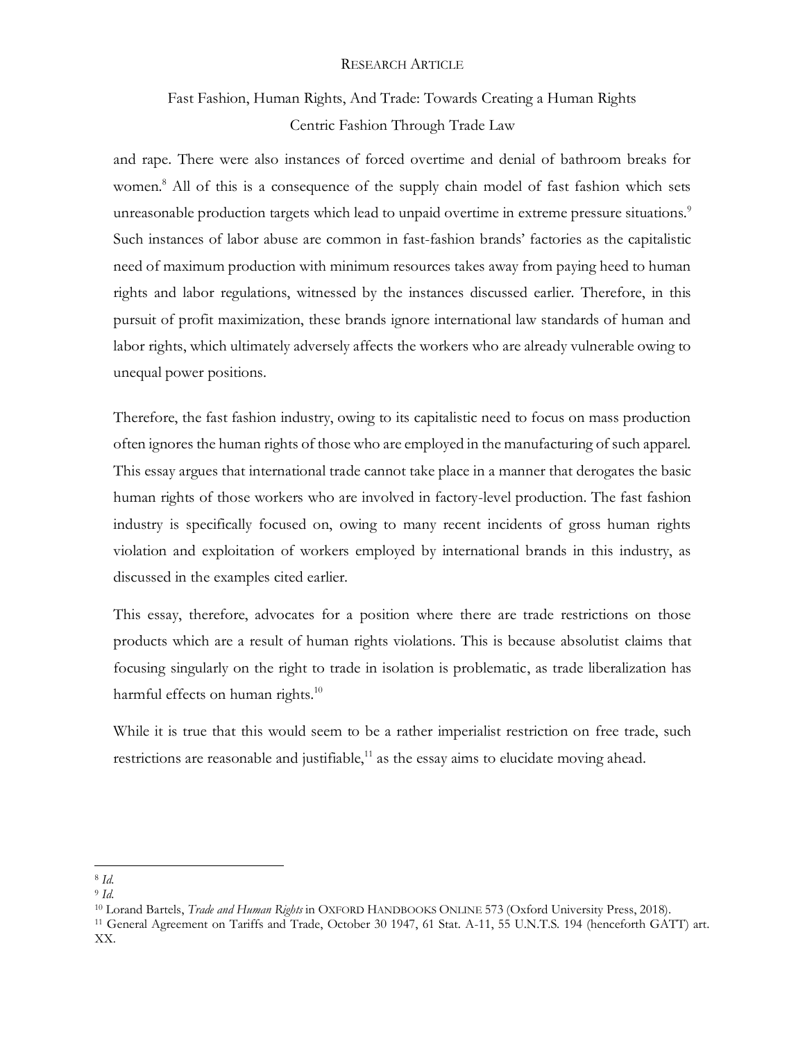and rape. There were also instances of forced overtime and denial of bathroom breaks for women.[8] All of this is a consequence of the supply chain model of fast fashion which sets unreasonable production targets which lead to unpaid overtime in extreme pressure situations.[9] Such instances of labor abuse are common in fast-fashion brands' factories as the capitalistic need of maximum production with minimum resources takes away from paying heed to human rights and labor regulations, witnessed by the instances discussed earlier. Therefore, in this pursuit of profit maximization, these brands ignore international law standards of human and labor rights, which ultimately adversely affects the workers who are already vulnerable owing to unequal power positions.

Therefore, the fast fashion industry, owing to its capitalistic need to focus on mass production often ignores the human rights of those who are employed in the manufacturing of such apparel. This essay argues that international trade cannot take place in a manner that derogates the basic human rights of those workers who are involved in factory-level production. The fast fashion industry is specifically focused on, owing to many recent incidents of gross human rights violation and exploitation of workers employed by international brands in this industry, as discussed in the examples cited earlier.

This essay, therefore, advocates for a position where there are trade restrictions on those products which are a result of human rights violations. This is because absolutist claims that focusing singularly on the right to trade in isolation is problematic, as trade liberalization has harmful effects on human rights.[10]

While it is true that this would seem to be a rather imperialist restriction on free trade, such restrictions are reasonable and justifiable,[11] as the essay aims to elucidate moving ahead.

---

[8] *Id.*

[9] *Id.*

[10] Lorand Bartels, *Trade and Human Rights* in OXFORD HANDBOOKS ONLINE 573 (Oxford University Press, 2018).

[11] General Agreement on Tariffs and Trade, October 30 1947, 61 Stat. A-11, 55 U.N.T.S. 194 (henceforth GATT) art. XX.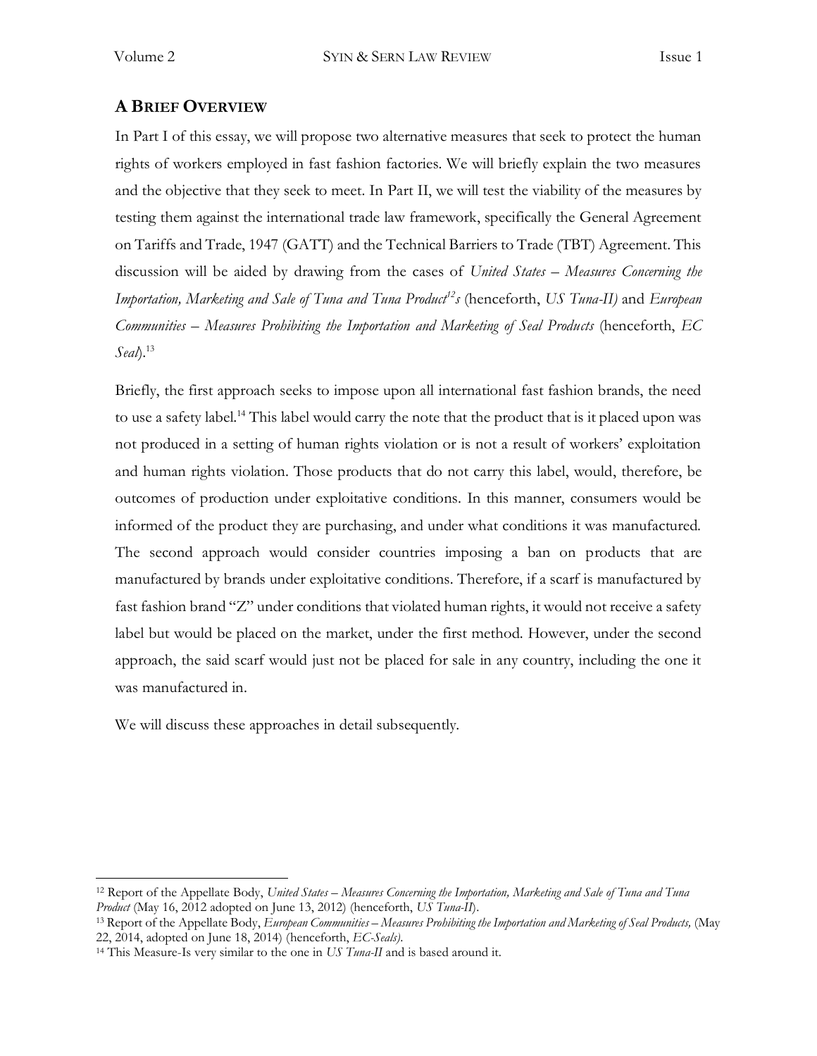## A BRIEF OVERVIEW

In Part I of this essay, we will propose two alternative measures that seek to protect the human rights of workers employed in fast fashion factories. We will briefly explain the two measures and the objective that they seek to meet. In Part II, we will test the viability of the measures by testing them against the international trade law framework, specifically the General Agreement on Tariffs and Trade, 1947 (GATT) and the Technical Barriers to Trade (TBT) Agreement. This discussion will be aided by drawing from the cases of *United States – Measures Concerning the Importation, Marketing and Sale of Tuna and Tuna Product*[12]*s* (henceforth, *US Tuna-II)* and *European Communities – Measures Prohibiting the Importation and Marketing of Seal Products* (henceforth, *EC Seal*).[13]

Briefly, the first approach seeks to impose upon all international fast fashion brands, the need to use a safety label.[14] This label would carry the note that the product that is it placed upon was not produced in a setting of human rights violation or is not a result of workers' exploitation and human rights violation. Those products that do not carry this label, would, therefore, be outcomes of production under exploitative conditions. In this manner, consumers would be informed of the product they are purchasing, and under what conditions it was manufactured. The second approach would consider countries imposing a ban on products that are manufactured by brands under exploitative conditions. Therefore, if a scarf is manufactured by fast fashion brand "Z" under conditions that violated human rights, it would not receive a safety label but would be placed on the market, under the first method. However, under the second approach, the said scarf would just not be placed for sale in any country, including the one it was manufactured in.

We will discuss these approaches in detail subsequently.

---

[12] Report of the Appellate Body, *United States – Measures Concerning the Importation, Marketing and Sale of Tuna and Tuna Product* (May 16, 2012 adopted on June 13, 2012) (henceforth, *US Tuna-II*).

[13] Report of the Appellate Body, *European Communities – Measures Prohibiting the Importation and Marketing of Seal Products,* (May 22, 2014, adopted on June 18, 2014) (henceforth, *EC-Seals).*

[14] This Measure-Is very similar to the one in *US Tuna-II* and is based around it.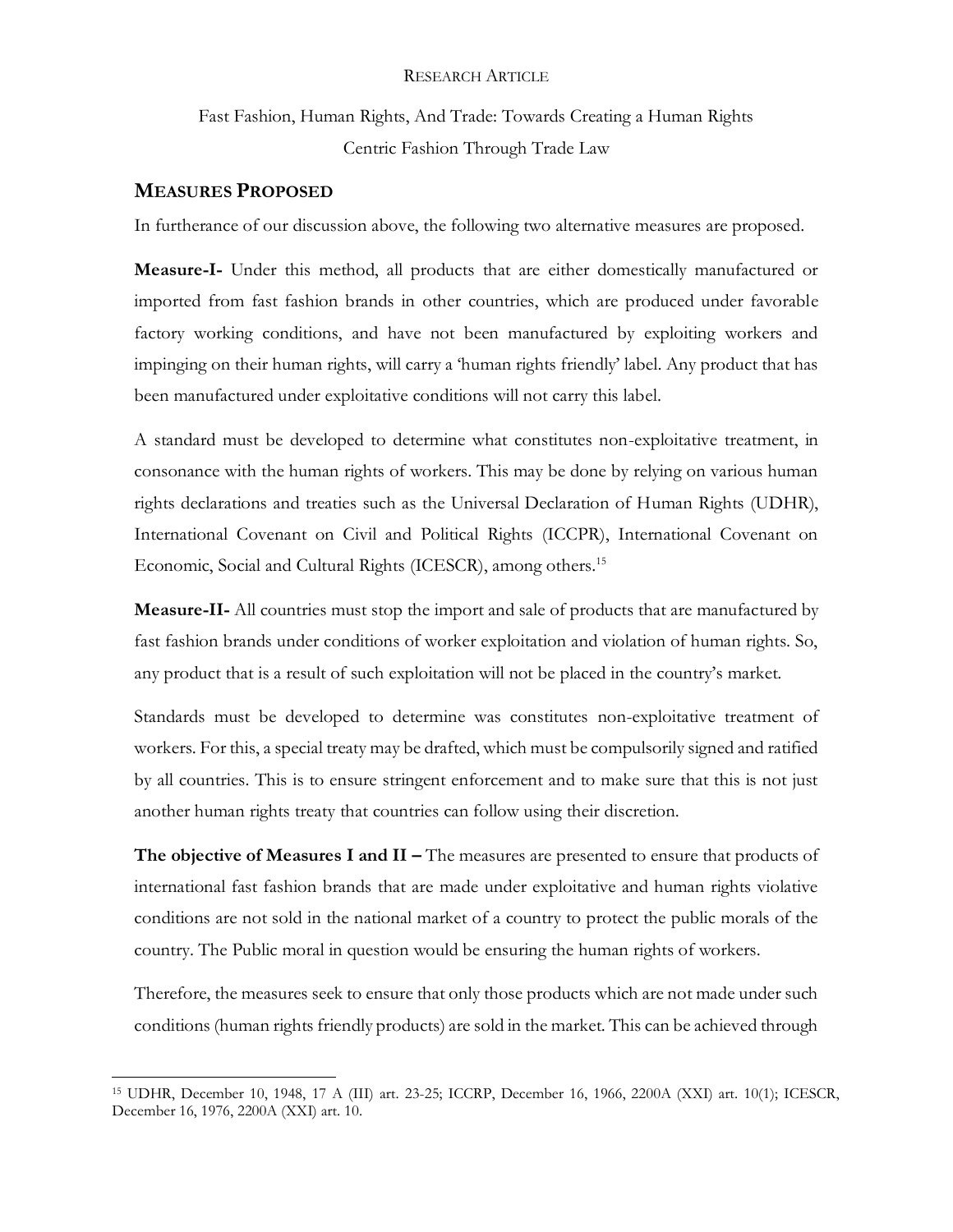## MEASURES PROPOSED

In furtherance of our discussion above, the following two alternative measures are proposed.

**Measure-I-** Under this method, all products that are either domestically manufactured or imported from fast fashion brands in other countries, which are produced under favorable factory working conditions, and have not been manufactured by exploiting workers and impinging on their human rights, will carry a 'human rights friendly' label. Any product that has been manufactured under exploitative conditions will not carry this label.

A standard must be developed to determine what constitutes non-exploitative treatment, in consonance with the human rights of workers. This may be done by relying on various human rights declarations and treaties such as the Universal Declaration of Human Rights (UDHR), International Covenant on Civil and Political Rights (ICCPR), International Covenant on Economic, Social and Cultural Rights (ICESCR), among others.[15]

**Measure-II-** All countries must stop the import and sale of products that are manufactured by fast fashion brands under conditions of worker exploitation and violation of human rights. So, any product that is a result of such exploitation will not be placed in the country's market.

Standards must be developed to determine was constitutes non-exploitative treatment of workers. For this, a special treaty may be drafted, which must be compulsorily signed and ratified by all countries. This is to ensure stringent enforcement and to make sure that this is not just another human rights treaty that countries can follow using their discretion.

**The objective of Measures I and II –** The measures are presented to ensure that products of international fast fashion brands that are made under exploitative and human rights violative conditions are not sold in the national market of a country to protect the public morals of the country. The Public moral in question would be ensuring the human rights of workers.

Therefore, the measures seek to ensure that only those products which are not made under such conditions (human rights friendly products) are sold in the market. This can be achieved through

---

[15] UDHR, December 10, 1948, 17 A (III) art. 23-25; ICCRP, December 16, 1966, 2200A (XXI) art. 10(1); ICESCR, December 16, 1976, 2200A (XXI) art. 10.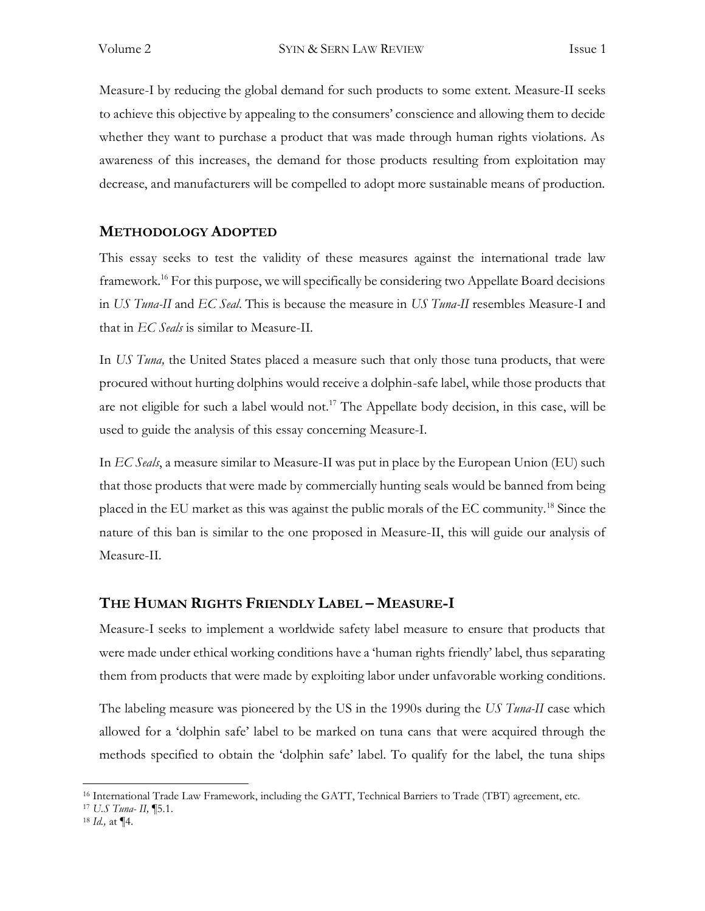Measure-I by reducing the global demand for such products to some extent. Measure-II seeks to achieve this objective by appealing to the consumers' conscience and allowing them to decide whether they want to purchase a product that was made through human rights violations. As awareness of this increases, the demand for those products resulting from exploitation may decrease, and manufacturers will be compelled to adopt more sustainable means of production.

## METHODOLOGY ADOPTED

This essay seeks to test the validity of these measures against the international trade law framework.[16] For this purpose, we will specifically be considering two Appellate Board decisions in *US Tuna-II* and *EC Seal*. This is because the measure in *US Tuna-II* resembles Measure-I and that in *EC Seals* is similar to Measure-II.

In *US Tuna,* the United States placed a measure such that only those tuna products, that were procured without hurting dolphins would receive a dolphin-safe label, while those products that are not eligible for such a label would not.[17] The Appellate body decision, in this case, will be used to guide the analysis of this essay concerning Measure-I.

In *EC Seals*, a measure similar to Measure-II was put in place by the European Union (EU) such that those products that were made by commercially hunting seals would be banned from being placed in the EU market as this was against the public morals of the EC community.[18] Since the nature of this ban is similar to the one proposed in Measure-II, this will guide our analysis of Measure-II.

## THE HUMAN RIGHTS FRIENDLY LABEL – MEASURE-I

Measure-I seeks to implement a worldwide safety label measure to ensure that products that were made under ethical working conditions have a 'human rights friendly' label, thus separating them from products that were made by exploiting labor under unfavorable working conditions.

The labeling measure was pioneered by the US in the 1990s during the *US Tuna-II* case which allowed for a 'dolphin safe' label to be marked on tuna cans that were acquired through the methods specified to obtain the 'dolphin safe' label. To qualify for the label, the tuna ships

---

[16] International Trade Law Framework, including the GATT, Technical Barriers to Trade (TBT) agreement, etc.

[17] *U.S Tuna- II,* ¶5.1.

[18] *Id.,* at ¶4.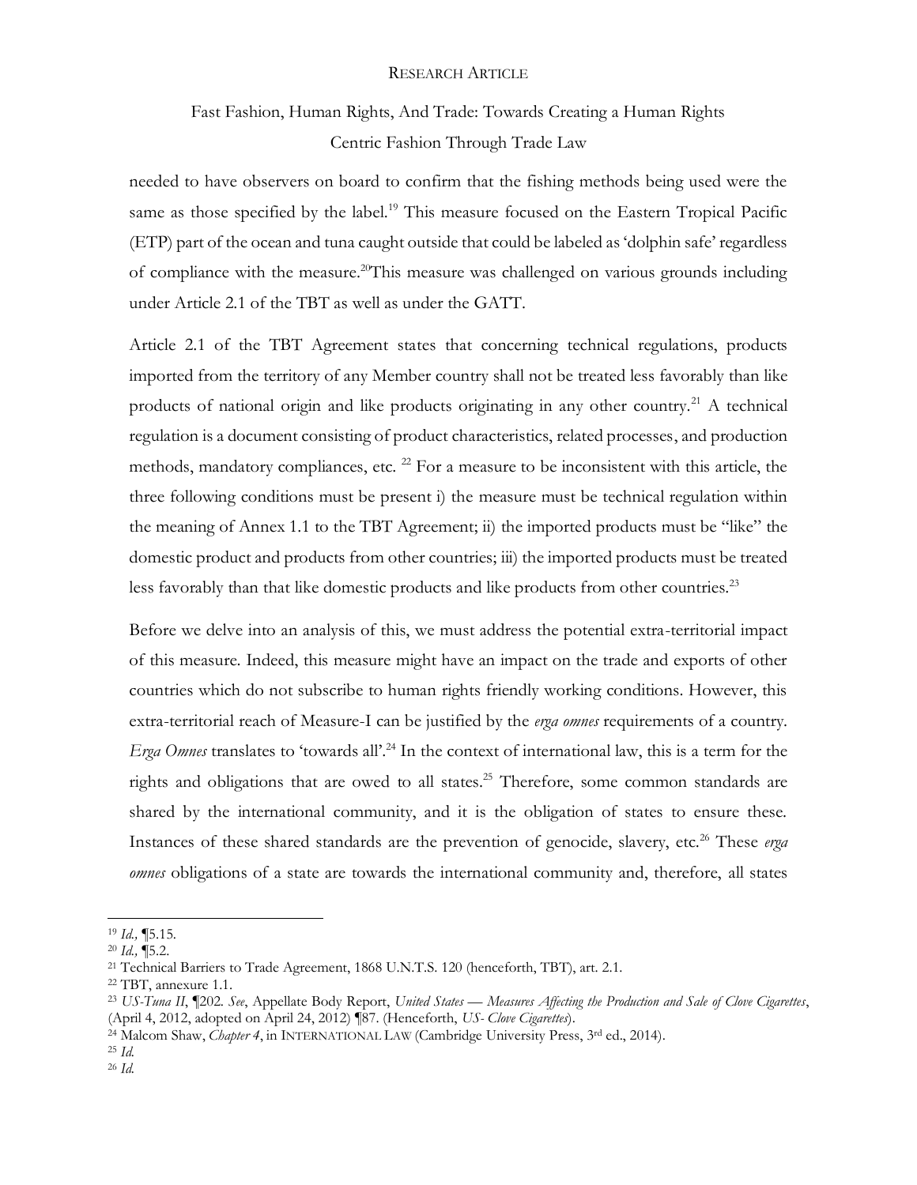needed to have observers on board to confirm that the fishing methods being used were the same as those specified by the label.[19] This measure focused on the Eastern Tropical Pacific (ETP) part of the ocean and tuna caught outside that could be labeled as 'dolphin safe' regardless of compliance with the measure.[20]This measure was challenged on various grounds including under Article 2.1 of the TBT as well as under the GATT.

Article 2.1 of the TBT Agreement states that concerning technical regulations, products imported from the territory of any Member country shall not be treated less favorably than like products of national origin and like products originating in any other country.[21] A technical regulation is a document consisting of product characteristics, related processes, and production methods, mandatory compliances, etc. [22] For a measure to be inconsistent with this article, the three following conditions must be present i) the measure must be technical regulation within the meaning of Annex 1.1 to the TBT Agreement; ii) the imported products must be "like" the domestic product and products from other countries; iii) the imported products must be treated less favorably than that like domestic products and like products from other countries.[23]

Before we delve into an analysis of this, we must address the potential extra-territorial impact of this measure. Indeed, this measure might have an impact on the trade and exports of other countries which do not subscribe to human rights friendly working conditions. However, this extra-territorial reach of Measure-I can be justified by the *erga omnes* requirements of a country. *Erga Omnes* translates to 'towards all'.[24] In the context of international law, this is a term for the rights and obligations that are owed to all states.[25] Therefore, some common standards are shared by the international community, and it is the obligation of states to ensure these. Instances of these shared standards are the prevention of genocide, slavery, etc.[26] These *erga omnes* obligations of a state are towards the international community and, therefore, all states

---

[19] *Id.,* ¶5.15.

[20] *Id.,* ¶5.2.

[21] Technical Barriers to Trade Agreement, 1868 U.N.T.S. 120 (henceforth, TBT), art. 2.1.

[22] TBT, annexure 1.1.

[23] *US-Tuna II*, ¶202. *See*, Appellate Body Report, *United States — Measures Affecting the Production and Sale of Clove Cigarettes*, (April 4, 2012, adopted on April 24, 2012) ¶87. (Henceforth, *US- Clove Cigarettes*).

[24] Malcom Shaw, *Chapter 4*, in INTERNATIONAL LAW (Cambridge University Press, 3rd ed., 2014).

[25] *Id.*

[26] *Id.*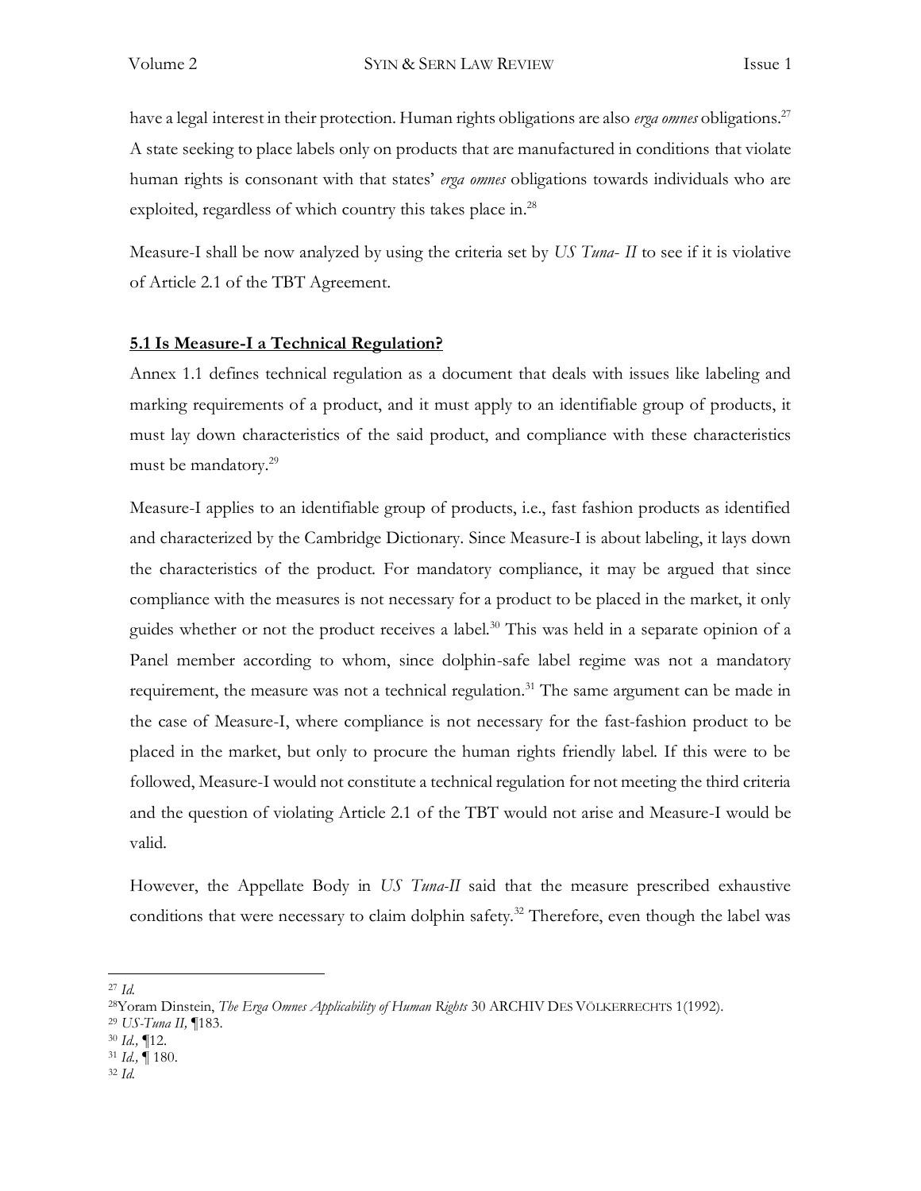have a legal interest in their protection. Human rights obligations are also *erga omnes* obligations.[27] A state seeking to place labels only on products that are manufactured in conditions that violate human rights is consonant with that states' *erga omnes* obligations towards individuals who are exploited, regardless of which country this takes place in.[28]

Measure-I shall be now analyzed by using the criteria set by *US Tuna- II* to see if it is violative of Article 2.1 of the TBT Agreement.

### **5.1 Is Measure-I a Technical Regulation?**

Annex 1.1 defines technical regulation as a document that deals with issues like labeling and marking requirements of a product, and it must apply to an identifiable group of products, it must lay down characteristics of the said product, and compliance with these characteristics must be mandatory.[29]

Measure-I applies to an identifiable group of products, i.e., fast fashion products as identified and characterized by the Cambridge Dictionary. Since Measure-I is about labeling, it lays down the characteristics of the product. For mandatory compliance, it may be argued that since compliance with the measures is not necessary for a product to be placed in the market, it only guides whether or not the product receives a label.[30] This was held in a separate opinion of a Panel member according to whom, since dolphin-safe label regime was not a mandatory requirement, the measure was not a technical regulation.[31] The same argument can be made in the case of Measure-I, where compliance is not necessary for the fast-fashion product to be placed in the market, but only to procure the human rights friendly label. If this were to be followed, Measure-I would not constitute a technical regulation for not meeting the third criteria and the question of violating Article 2.1 of the TBT would not arise and Measure-I would be valid.

However, the Appellate Body in *US Tuna-II* said that the measure prescribed exhaustive conditions that were necessary to claim dolphin safety.[32] Therefore, even though the label was

---

[27] *Id.*

[28] Yoram Dinstein, *The Erga Omnes Applicability of Human Rights* 30 ARCHIV DES VÖLKERRECHTS 1(1992).

[29] *US-Tuna II,* ¶183.

[30] *Id.,* ¶12.

[31] *Id.,* ¶ 180.

[32] *Id.*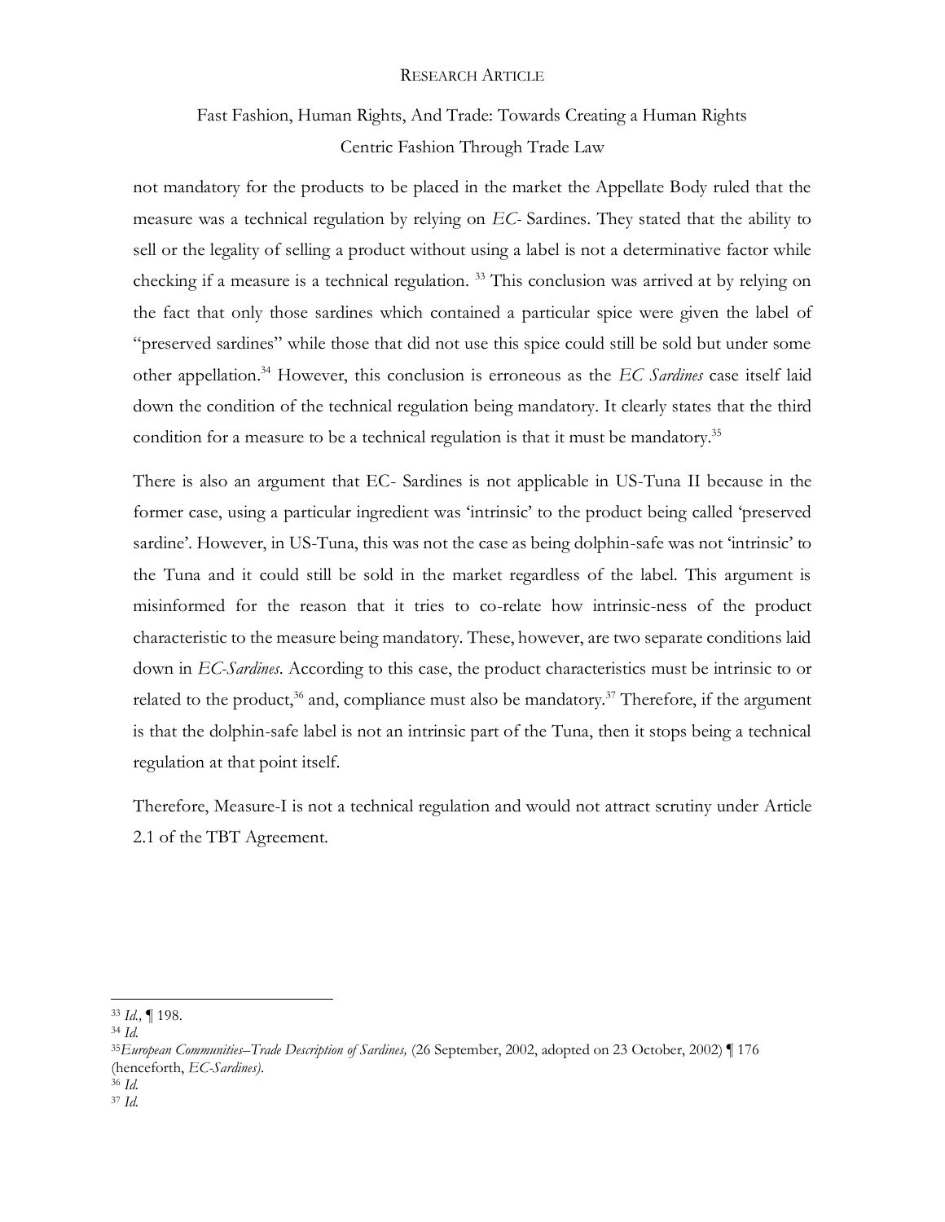not mandatory for the products to be placed in the market the Appellate Body ruled that the measure was a technical regulation by relying on *EC*- Sardines. They stated that the ability to sell or the legality of selling a product without using a label is not a determinative factor while checking if a measure is a technical regulation. [33] This conclusion was arrived at by relying on the fact that only those sardines which contained a particular spice were given the label of "preserved sardines" while those that did not use this spice could still be sold but under some other appellation.[34] However, this conclusion is erroneous as the *EC Sardines* case itself laid down the condition of the technical regulation being mandatory. It clearly states that the third condition for a measure to be a technical regulation is that it must be mandatory.[35]

There is also an argument that EC- Sardines is not applicable in US-Tuna II because in the former case, using a particular ingredient was 'intrinsic' to the product being called 'preserved sardine'. However, in US-Tuna, this was not the case as being dolphin-safe was not 'intrinsic' to the Tuna and it could still be sold in the market regardless of the label. This argument is misinformed for the reason that it tries to co-relate how intrinsic-ness of the product characteristic to the measure being mandatory. These, however, are two separate conditions laid down in *EC-Sardines*. According to this case, the product characteristics must be intrinsic to or related to the product,[36] and, compliance must also be mandatory.[37] Therefore, if the argument is that the dolphin-safe label is not an intrinsic part of the Tuna, then it stops being a technical regulation at that point itself.

Therefore, Measure-I is not a technical regulation and would not attract scrutiny under Article 2.1 of the TBT Agreement.

---

[33] *Id.,* ¶ 198.

[34] *Id.*

[35] *European Communities–Trade Description of Sardines,* (26 September, 2002, adopted on 23 October, 2002) ¶ 176 (henceforth, *EC-Sardines*).

[36] *Id.*

[37] *Id.*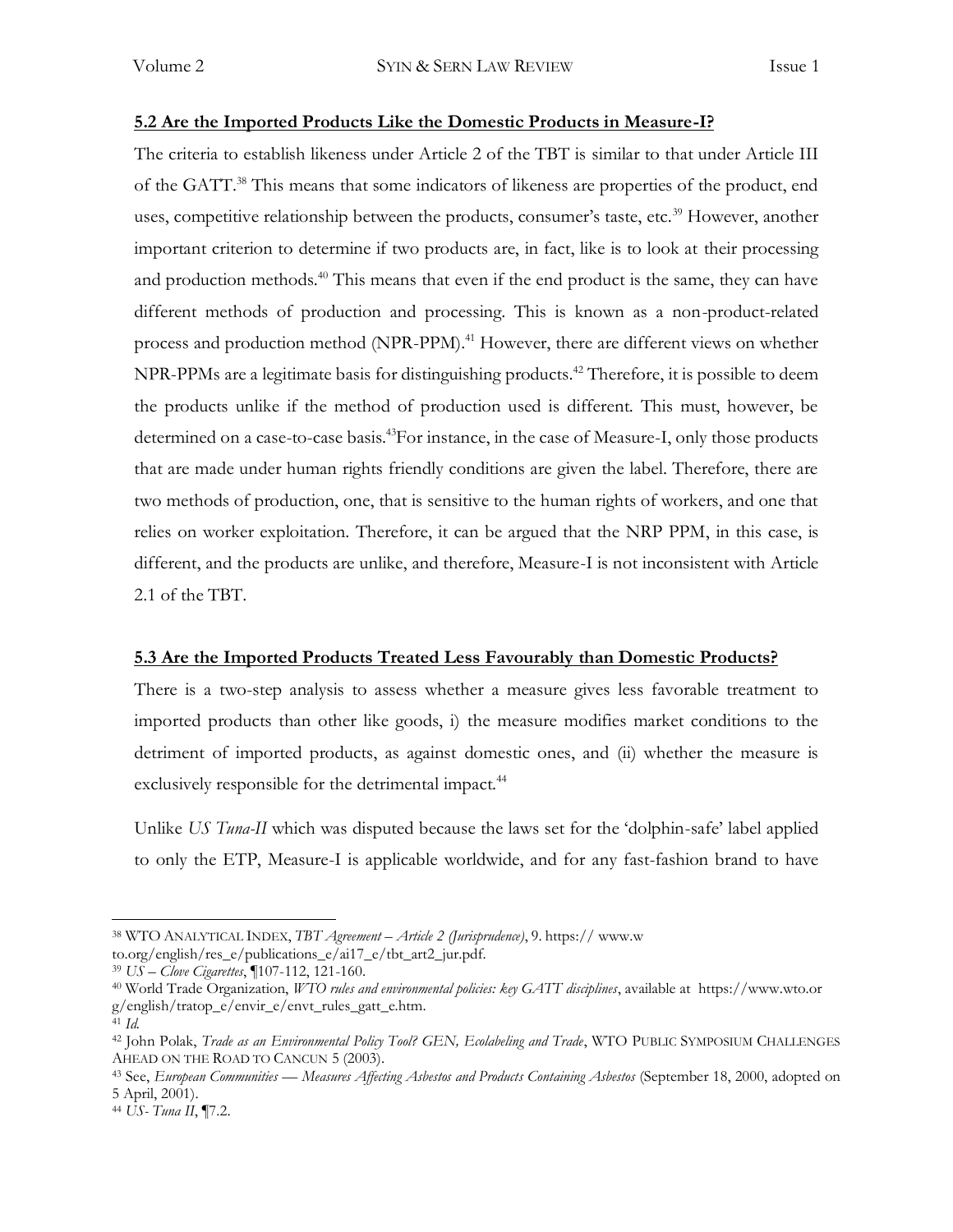**5.2 Are the Imported Products Like the Domestic Products in Measure-I?**

The criteria to establish likeness under Article 2 of the TBT is similar to that under Article III of the GATT.[38] This means that some indicators of likeness are properties of the product, end uses, competitive relationship between the products, consumer's taste, etc.[39] However, another important criterion to determine if two products are, in fact, like is to look at their processing and production methods.[40] This means that even if the end product is the same, they can have different methods of production and processing. This is known as a non-product-related process and production method (NPR-PPM).[41] However, there are different views on whether NPR-PPMs are a legitimate basis for distinguishing products.[42] Therefore, it is possible to deem the products unlike if the method of production used is different. This must, however, be determined on a case-to-case basis.[43]For instance, in the case of Measure-I, only those products that are made under human rights friendly conditions are given the label. Therefore, there are two methods of production, one, that is sensitive to the human rights of workers, and one that relies on worker exploitation. Therefore, it can be argued that the NRP PPM, in this case, is different, and the products are unlike, and therefore, Measure-I is not inconsistent with Article 2.1 of the TBT.

**5.3 Are the Imported Products Treated Less Favourably than Domestic Products?**

There is a two-step analysis to assess whether a measure gives less favorable treatment to imported products than other like goods, i) the measure modifies market conditions to the detriment of imported products, as against domestic ones, and (ii) whether the measure is exclusively responsible for the detrimental impact.[44]

Unlike *US Tuna-II* which was disputed because the laws set for the 'dolphin-safe' label applied to only the ETP, Measure-I is applicable worldwide, and for any fast-fashion brand to have

---

[38] WTO Analytical Index, *TBT Agreement – Article 2 (Jurisprudence)*, 9. https:// www.wto.org/english/res_e/publications_e/ai17_e/tbt_art2_jur.pdf.

[39] *US – Clove Cigarettes*, ¶107-112, 121-160.

[40] World Trade Organization, *WTO rules and environmental policies: key GATT disciplines*, available at https://www.wto.org/english/tratop_e/envir_e/envt_rules_gatt_e.htm.

[41] *Id.*

[42] John Polak, *Trade as an Environmental Policy Tool? GEN, Ecolabeling and Trade*, WTO Public Symposium Challenges Ahead on the Road to Cancun 5 (2003).

[43] See, *European Communities — Measures Affecting Asbestos and Products Containing Asbestos* (September 18, 2000, adopted on 5 April, 2001).

[44] *US- Tuna II*, ¶7.2.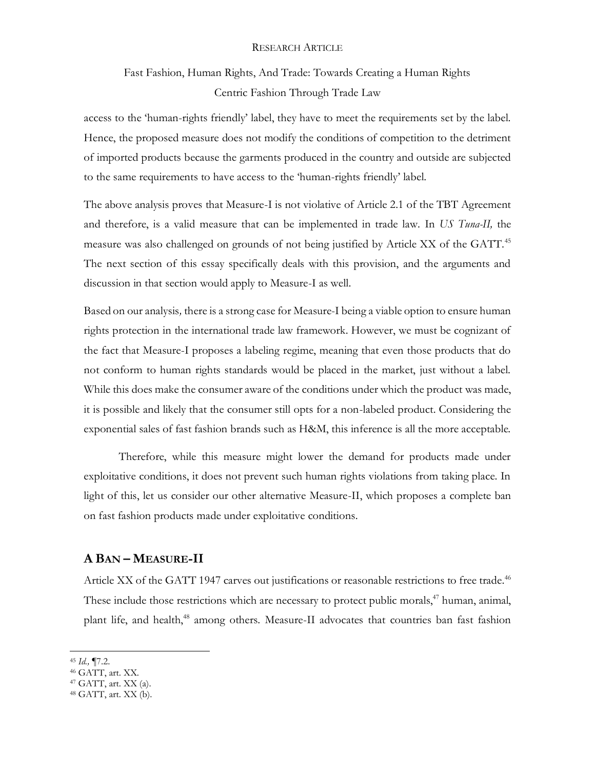access to the 'human-rights friendly' label, they have to meet the requirements set by the label. Hence, the proposed measure does not modify the conditions of competition to the detriment of imported products because the garments produced in the country and outside are subjected to the same requirements to have access to the 'human-rights friendly' label.

The above analysis proves that Measure-I is not violative of Article 2.1 of the TBT Agreement and therefore, is a valid measure that can be implemented in trade law. In *US Tuna-II,* the measure was also challenged on grounds of not being justified by Article XX of the GATT.[45] The next section of this essay specifically deals with this provision, and the arguments and discussion in that section would apply to Measure-I as well.

Based on our analysis*,* there is a strong case for Measure-I being a viable option to ensure human rights protection in the international trade law framework. However, we must be cognizant of the fact that Measure-I proposes a labeling regime, meaning that even those products that do not conform to human rights standards would be placed in the market, just without a label. While this does make the consumer aware of the conditions under which the product was made, it is possible and likely that the consumer still opts for a non-labeled product. Considering the exponential sales of fast fashion brands such as H&M, this inference is all the more acceptable.

Therefore, while this measure might lower the demand for products made under exploitative conditions, it does not prevent such human rights violations from taking place. In light of this, let us consider our other alternative Measure-II, which proposes a complete ban on fast fashion products made under exploitative conditions.

## A BAN – MEASURE-II

Article XX of the GATT 1947 carves out justifications or reasonable restrictions to free trade.[46] These include those restrictions which are necessary to protect public morals,[47] human, animal, plant life, and health,[48] among others. Measure-II advocates that countries ban fast fashion

---

[45] *Id.,* ¶7.2.
[46] GATT, art. XX.
[47] GATT, art. XX (a).
[48] GATT, art. XX (b).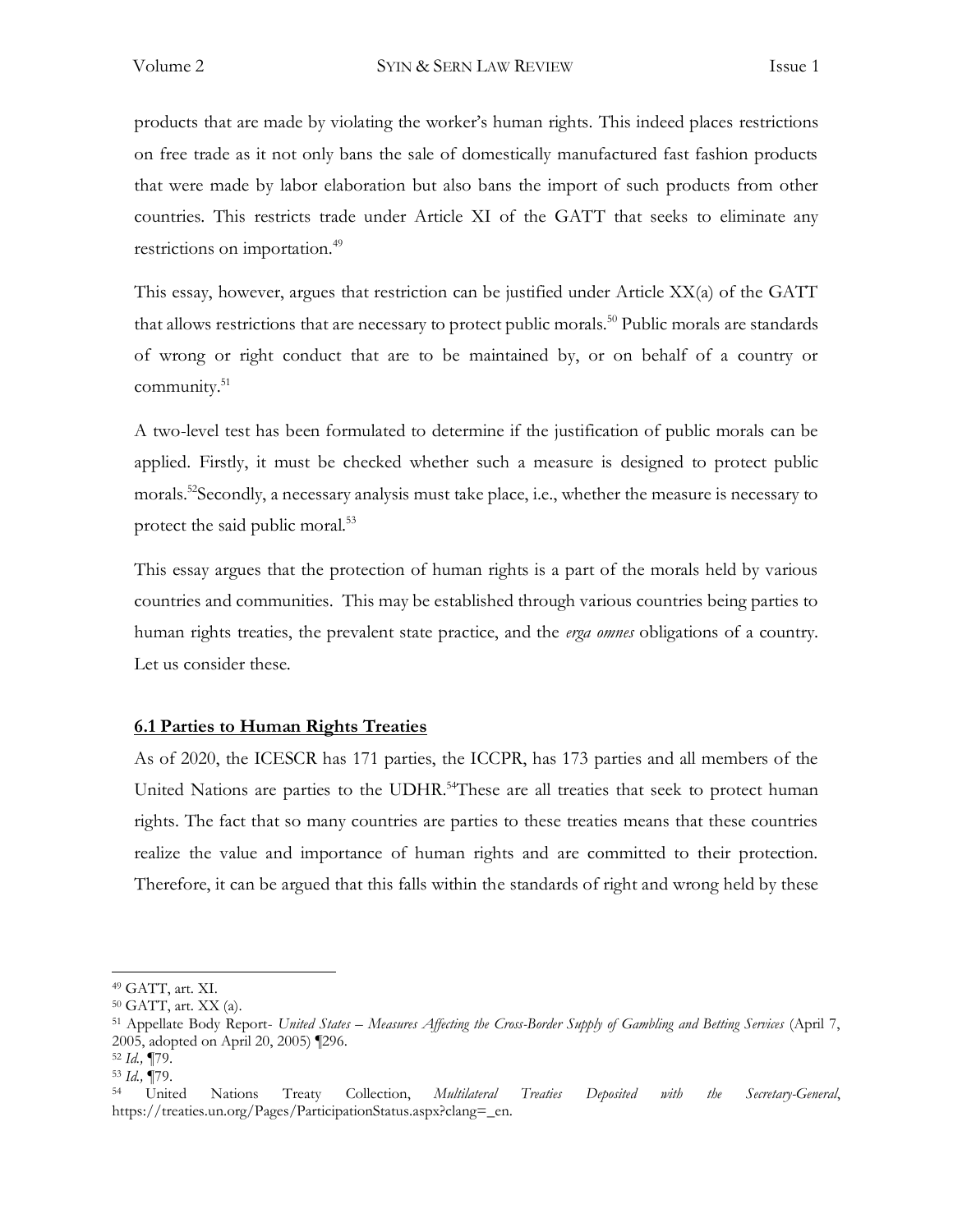products that are made by violating the worker's human rights. This indeed places restrictions on free trade as it not only bans the sale of domestically manufactured fast fashion products that were made by labor elaboration but also bans the import of such products from other countries. This restricts trade under Article XI of the GATT that seeks to eliminate any restrictions on importation.[49]

This essay, however, argues that restriction can be justified under Article XX(a) of the GATT that allows restrictions that are necessary to protect public morals.[50] Public morals are standards of wrong or right conduct that are to be maintained by, or on behalf of a country or community.[51]

A two-level test has been formulated to determine if the justification of public morals can be applied. Firstly, it must be checked whether such a measure is designed to protect public morals.[52]Secondly, a necessary analysis must take place, i.e., whether the measure is necessary to protect the said public moral.[53]

This essay argues that the protection of human rights is a part of the morals held by various countries and communities. This may be established through various countries being parties to human rights treaties, the prevalent state practice, and the *erga omnes* obligations of a country. Let us consider these.

### 6.1 Parties to Human Rights Treaties

As of 2020, the ICESCR has 171 parties, the ICCPR, has 173 parties and all members of the United Nations are parties to the UDHR.[54]These are all treaties that seek to protect human rights. The fact that so many countries are parties to these treaties means that these countries realize the value and importance of human rights and are committed to their protection. Therefore, it can be argued that this falls within the standards of right and wrong held by these

---

[49] GATT, art. XI.

[50] GATT, art. XX (a).

[51] Appellate Body Report- *United States – Measures Affecting the Cross-Border Supply of Gambling and Betting Services* (April 7, 2005, adopted on April 20, 2005) ¶296.

[52] *Id.,* ¶79.

[53] *Id.,* ¶79.

[54] United Nations Treaty Collection, *Multilateral Treaties Deposited with the Secretary-General*, https://treaties.un.org/Pages/ParticipationStatus.aspx?clang=_en.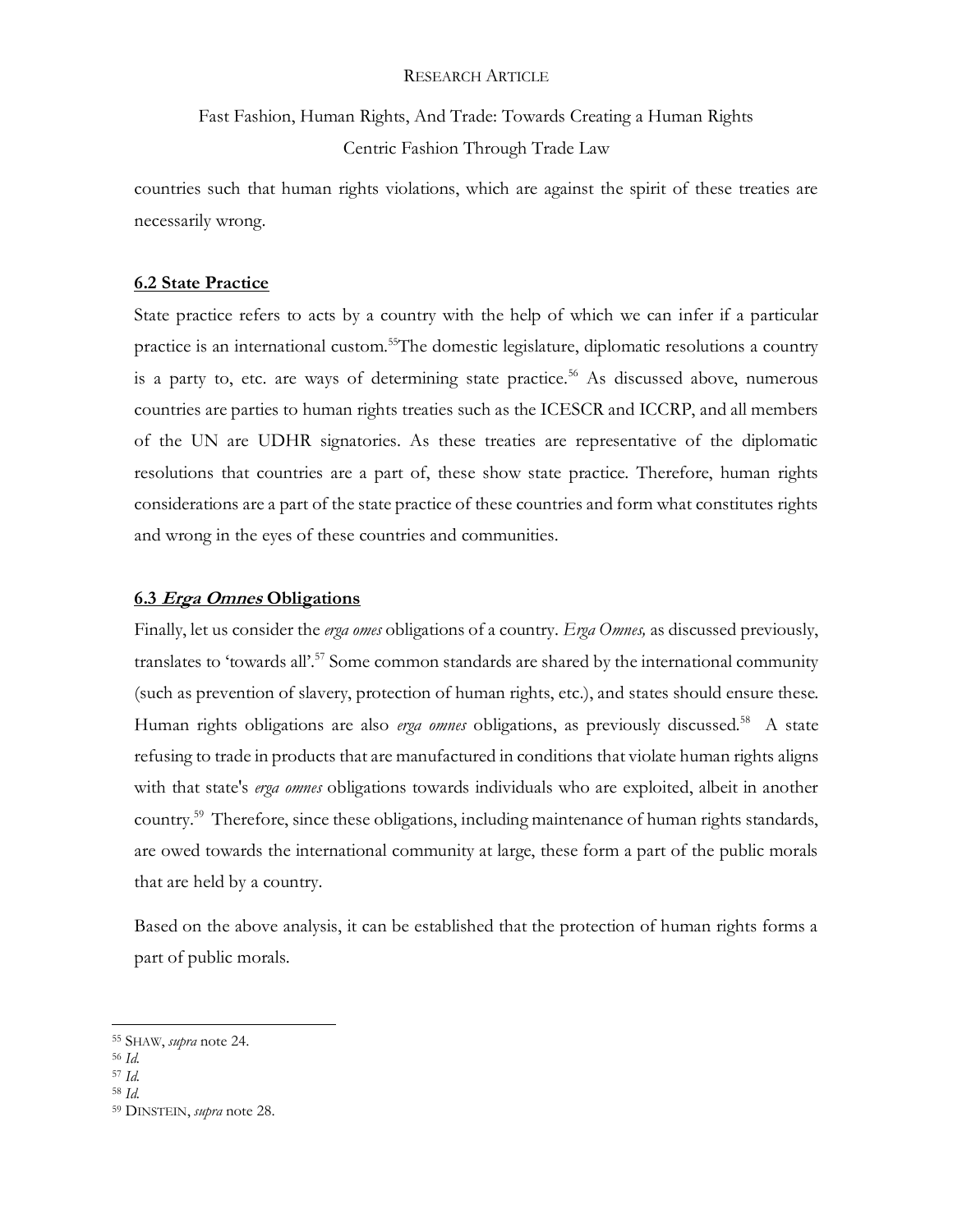countries such that human rights violations, which are against the spirit of these treaties are necessarily wrong.

### **6.2 State Practice**

State practice refers to acts by a country with the help of which we can infer if a particular practice is an international custom.[55]The domestic legislature, diplomatic resolutions a country is a party to, etc. are ways of determining state practice.[56] As discussed above, numerous countries are parties to human rights treaties such as the ICESCR and ICCRP, and all members of the UN are UDHR signatories. As these treaties are representative of the diplomatic resolutions that countries are a part of, these show state practice. Therefore, human rights considerations are a part of the state practice of these countries and form what constitutes rights and wrong in the eyes of these countries and communities.

### **6.3 *Erga Omnes* Obligations**

Finally, let us consider the *erga omes* obligations of a country. *Erga Omnes,* as discussed previously, translates to 'towards all'.[57] Some common standards are shared by the international community (such as prevention of slavery, protection of human rights, etc.), and states should ensure these. Human rights obligations are also *erga omnes* obligations, as previously discussed.[58] A state refusing to trade in products that are manufactured in conditions that violate human rights aligns with that state's *erga omnes* obligations towards individuals who are exploited, albeit in another country.[59] Therefore, since these obligations, including maintenance of human rights standards, are owed towards the international community at large, these form a part of the public morals that are held by a country.

Based on the above analysis, it can be established that the protection of human rights forms a part of public morals.

---

[55] SHAW, *supra* note 24.
[56] *Id.*
[57] *Id.*
[58] *Id.*
[59] DINSTEIN, *supra* note 28.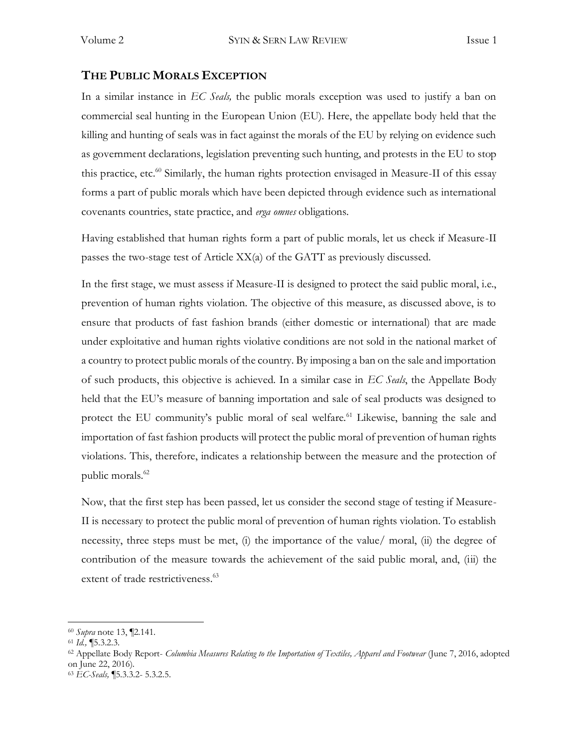## THE PUBLIC MORALS EXCEPTION

In a similar instance in *EC Seals,* the public morals exception was used to justify a ban on commercial seal hunting in the European Union (EU). Here, the appellate body held that the killing and hunting of seals was in fact against the morals of the EU by relying on evidence such as government declarations, legislation preventing such hunting, and protests in the EU to stop this practice, etc.[60] Similarly, the human rights protection envisaged in Measure-II of this essay forms a part of public morals which have been depicted through evidence such as international covenants countries, state practice, and *erga omnes* obligations.

Having established that human rights form a part of public morals, let us check if Measure-II passes the two-stage test of Article XX(a) of the GATT as previously discussed.

In the first stage, we must assess if Measure-II is designed to protect the said public moral, i.e., prevention of human rights violation. The objective of this measure, as discussed above, is to ensure that products of fast fashion brands (either domestic or international) that are made under exploitative and human rights violative conditions are not sold in the national market of a country to protect public morals of the country. By imposing a ban on the sale and importation of such products, this objective is achieved. In a similar case in *EC Seals*, the Appellate Body held that the EU's measure of banning importation and sale of seal products was designed to protect the EU community's public moral of seal welfare.[61] Likewise, banning the sale and importation of fast fashion products will protect the public moral of prevention of human rights violations. This, therefore, indicates a relationship between the measure and the protection of public morals.[62]

Now, that the first step has been passed, let us consider the second stage of testing if Measure-II is necessary to protect the public moral of prevention of human rights violation. To establish necessity, three steps must be met, (i) the importance of the value/ moral, (ii) the degree of contribution of the measure towards the achievement of the said public moral, and, (iii) the extent of trade restrictiveness.[63]

---

[60] *Supra* note 13, ¶2.141.

[61] *Id.,* ¶5.3.2.3.

[62] Appellate Body Report- *Columbia Measures Relating to the Importation of Textiles, Apparel and Footwear* (June 7, 2016, adopted on June 22, 2016).

[63] *EC-Seals,* ¶5.3.3.2- 5.3.2.5.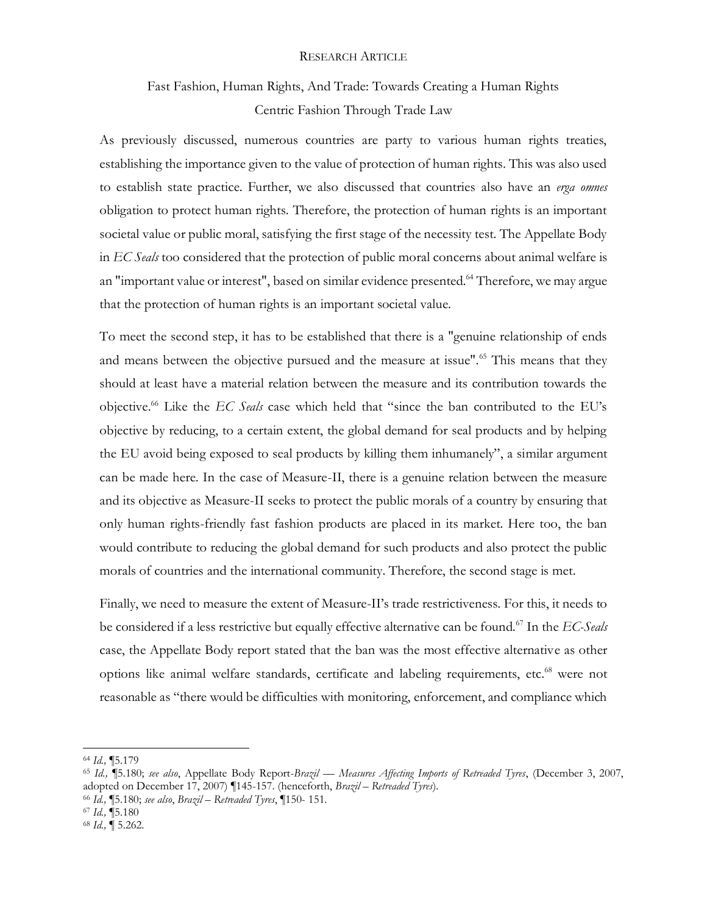As previously discussed, numerous countries are party to various human rights treaties, establishing the importance given to the value of protection of human rights. This was also used to establish state practice. Further, we also discussed that countries also have an *erga omnes* obligation to protect human rights. Therefore, the protection of human rights is an important societal value or public moral, satisfying the first stage of the necessity test. The Appellate Body in *EC Seals* too considered that the protection of public moral concerns about animal welfare is an "important value or interest", based on similar evidence presented.[64] Therefore, we may argue that the protection of human rights is an important societal value.

To meet the second step, it has to be established that there is a "genuine relationship of ends and means between the objective pursued and the measure at issue".[65] This means that they should at least have a material relation between the measure and its contribution towards the objective.[66] Like the *EC Seals* case which held that "since the ban contributed to the EU's objective by reducing, to a certain extent, the global demand for seal products and by helping the EU avoid being exposed to seal products by killing them inhumanely", a similar argument can be made here. In the case of Measure-II, there is a genuine relation between the measure and its objective as Measure-II seeks to protect the public morals of a country by ensuring that only human rights-friendly fast fashion products are placed in its market. Here too, the ban would contribute to reducing the global demand for such products and also protect the public morals of countries and the international community. Therefore, the second stage is met.

Finally, we need to measure the extent of Measure-II's trade restrictiveness. For this, it needs to be considered if a less restrictive but equally effective alternative can be found.[67] In the *EC-Seals* case, the Appellate Body report stated that the ban was the most effective alternative as other options like animal welfare standards, certificate and labeling requirements, etc.[68] were not reasonable as "there would be difficulties with monitoring, enforcement, and compliance which

---

[64] *Id.,* ¶5.179

[65] *Id.,* ¶5.180; *see also*, Appellate Body Report-*Brazil — Measures Affecting Imports of Retreaded Tyres*, (December 3, 2007, adopted on December 17, 2007) ¶145-157. (henceforth, *Brazil – Retreaded Tyres*).

[66] *Id.,* ¶5.180; *see also*, *Brazil – Retreaded Tyres*, ¶150- 151.

[67] *Id.,* ¶5.180

[68] *Id.,* ¶ 5.262.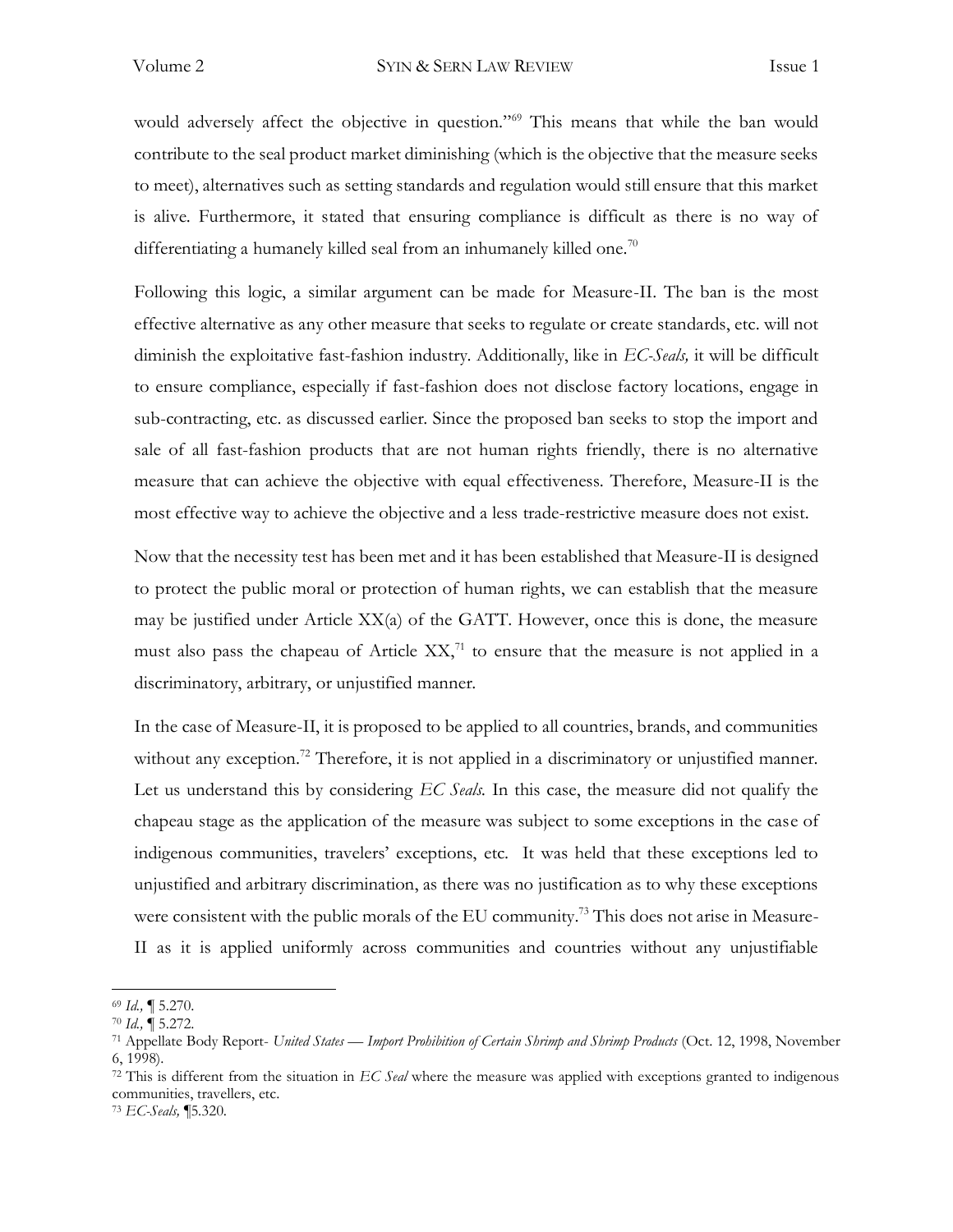would adversely affect the objective in question."[69] This means that while the ban would contribute to the seal product market diminishing (which is the objective that the measure seeks to meet), alternatives such as setting standards and regulation would still ensure that this market is alive. Furthermore, it stated that ensuring compliance is difficult as there is no way of differentiating a humanely killed seal from an inhumanely killed one.[70]

Following this logic, a similar argument can be made for Measure-II. The ban is the most effective alternative as any other measure that seeks to regulate or create standards, etc. will not diminish the exploitative fast-fashion industry. Additionally, like in *EC-Seals,* it will be difficult to ensure compliance, especially if fast-fashion does not disclose factory locations, engage in sub-contracting, etc. as discussed earlier. Since the proposed ban seeks to stop the import and sale of all fast-fashion products that are not human rights friendly, there is no alternative measure that can achieve the objective with equal effectiveness. Therefore, Measure-II is the most effective way to achieve the objective and a less trade-restrictive measure does not exist.

Now that the necessity test has been met and it has been established that Measure-II is designed to protect the public moral or protection of human rights, we can establish that the measure may be justified under Article XX(a) of the GATT. However, once this is done, the measure must also pass the chapeau of Article XX,[71] to ensure that the measure is not applied in a discriminatory, arbitrary, or unjustified manner.

In the case of Measure-II, it is proposed to be applied to all countries, brands, and communities without any exception.[72] Therefore, it is not applied in a discriminatory or unjustified manner. Let us understand this by considering *EC Seals.* In this case, the measure did not qualify the chapeau stage as the application of the measure was subject to some exceptions in the case of indigenous communities, travelers' exceptions, etc. It was held that these exceptions led to unjustified and arbitrary discrimination, as there was no justification as to why these exceptions were consistent with the public morals of the EU community.[73] This does not arise in Measure-II as it is applied uniformly across communities and countries without any unjustifiable

---

[69] *Id.,* ¶ 5.270.

[70] *Id.,* ¶ 5.272.

[71] Appellate Body Report- *United States — Import Prohibition of Certain Shrimp and Shrimp Products* (Oct. 12, 1998, November 6, 1998).

[72] This is different from the situation in *EC Seal* where the measure was applied with exceptions granted to indigenous communities, travellers, etc.

[73] *EC-Seals,* ¶5.320.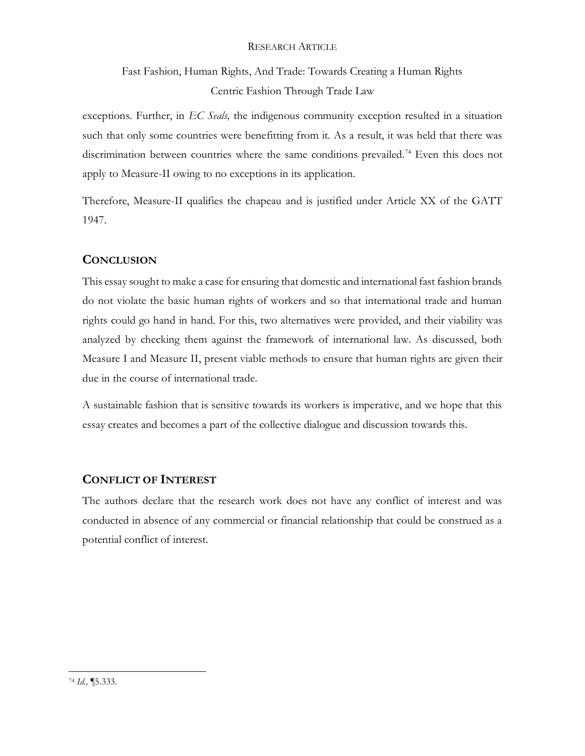exceptions. Further, in *EC Seals,* the indigenous community exception resulted in a situation such that only some countries were benefitting from it. As a result, it was held that there was discrimination between countries where the same conditions prevailed.[74] Even this does not apply to Measure-II owing to no exceptions in its application.

Therefore, Measure-II qualifies the chapeau and is justified under Article XX of the GATT 1947.

## CONCLUSION

This essay sought to make a case for ensuring that domestic and international fast fashion brands do not violate the basic human rights of workers and so that international trade and human rights could go hand in hand. For this, two alternatives were provided, and their viability was analyzed by checking them against the framework of international law. As discussed, both Measure I and Measure II, present viable methods to ensure that human rights are given their due in the course of international trade.

A sustainable fashion that is sensitive towards its workers is imperative, and we hope that this essay creates and becomes a part of the collective dialogue and discussion towards this.

## CONFLICT OF INTEREST

The authors declare that the research work does not have any conflict of interest and was conducted in absence of any commercial or financial relationship that could be construed as a potential conflict of interest.

---

[74] *Id.,* ¶5.333.